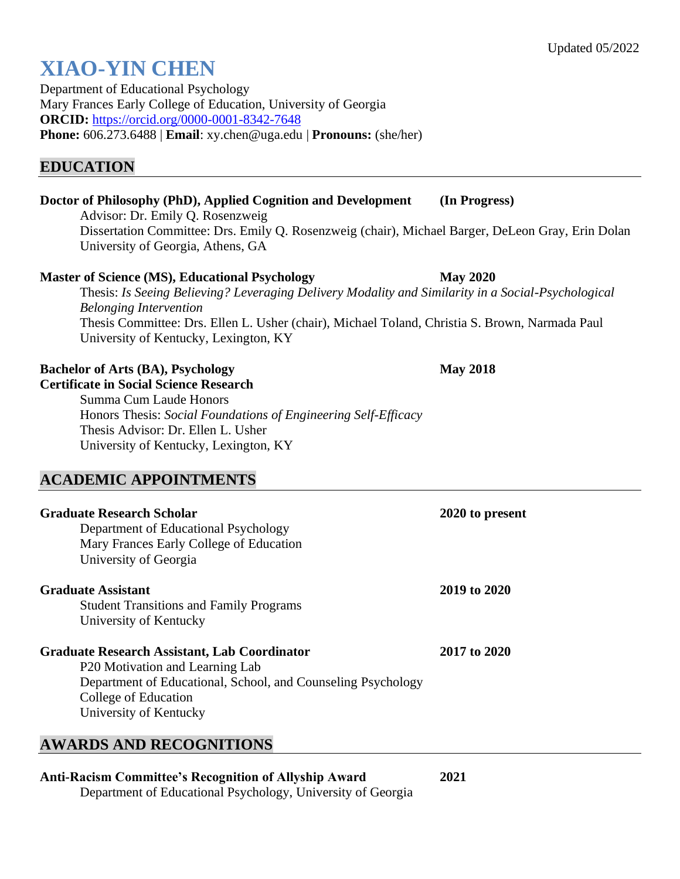Updated 05/2022

# XIAO-YIN CHEN

Department of Educational Psychology
Mary Frances Early College of Education, University of Georgia
**ORCID:** https://orcid.org/0000-0001-8342-7648
**Phone:** 606.273.6488 | **Email**: xy.chen@uga.edu | **Pronouns:** (she/her)

## EDUCATION

**Doctor of Philosophy (PhD), Applied Cognition and Development** **(In Progress)**
Advisor: Dr. Emily Q. Rosenzweig
Dissertation Committee: Drs. Emily Q. Rosenzweig (chair), Michael Barger, DeLeon Gray, Erin Dolan
University of Georgia, Athens, GA

**Master of Science (MS), Educational Psychology** **May 2020**
Thesis: *Is Seeing Believing? Leveraging Delivery Modality and Similarity in a Social-Psychological Belonging Intervention*
Thesis Committee: Drs. Ellen L. Usher (chair), Michael Toland, Christia S. Brown, Narmada Paul
University of Kentucky, Lexington, KY

**Bachelor of Arts (BA), Psychology** **May 2018**
**Certificate in Social Science Research**
Summa Cum Laude Honors
Honors Thesis: *Social Foundations of Engineering Self-Efficacy*
Thesis Advisor: Dr. Ellen L. Usher
University of Kentucky, Lexington, KY

## ACADEMIC APPOINTMENTS

**Graduate Research Scholar** **2020 to present**
Department of Educational Psychology
Mary Frances Early College of Education
University of Georgia

**Graduate Assistant** **2019 to 2020**
Student Transitions and Family Programs
University of Kentucky

**Graduate Research Assistant, Lab Coordinator** **2017 to 2020**
P20 Motivation and Learning Lab
Department of Educational, School, and Counseling Psychology
College of Education
University of Kentucky

## AWARDS AND RECOGNITIONS

**Anti-Racism Committee's Recognition of Allyship Award** **2021**
Department of Educational Psychology, University of Georgia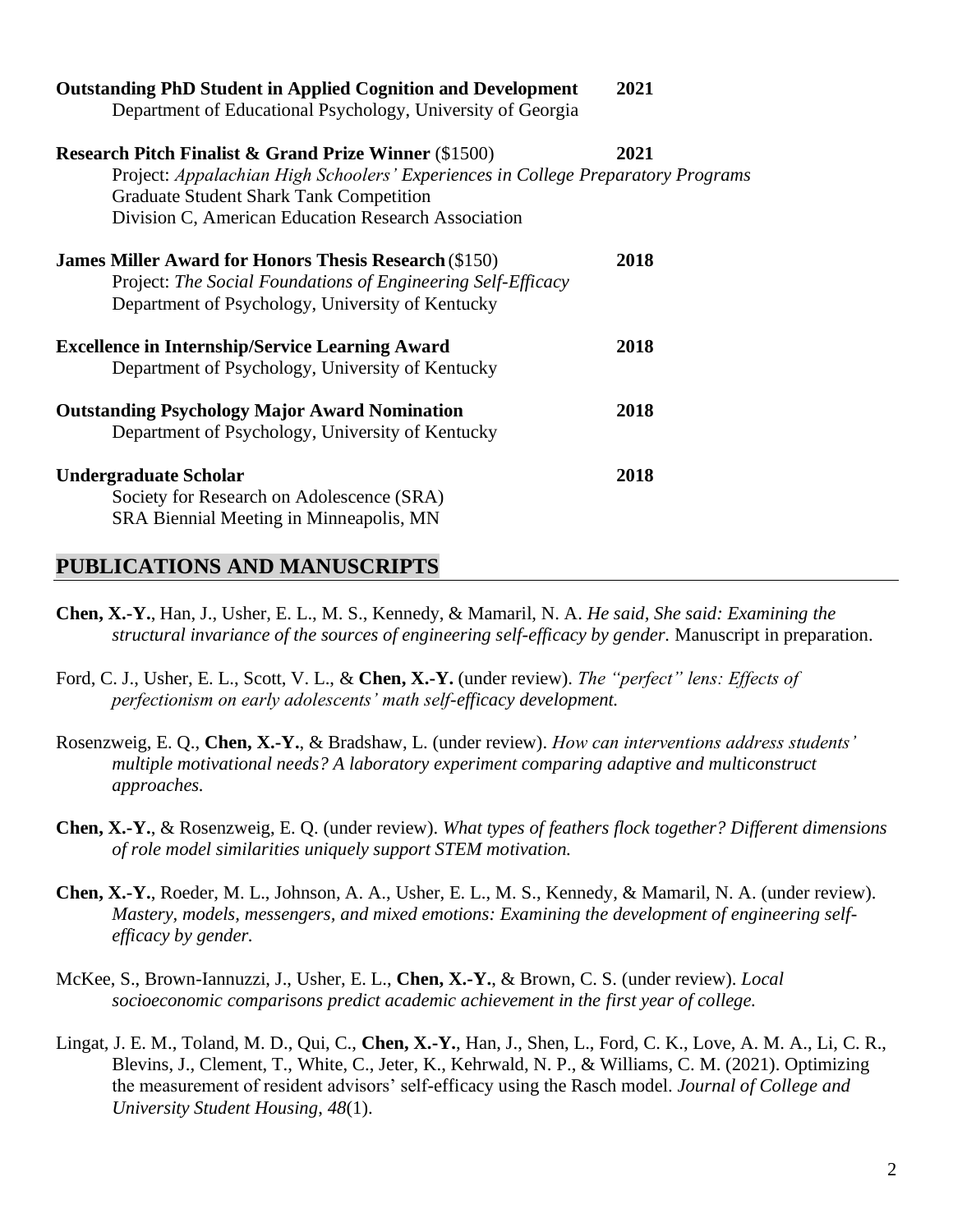**Outstanding PhD Student in Applied Cognition and Development** 2021
Department of Educational Psychology, University of Georgia

**Research Pitch Finalist & Grand Prize Winner** ($1500) 2021
Project: *Appalachian High Schoolers' Experiences in College Preparatory Programs*
Graduate Student Shark Tank Competition
Division C, American Education Research Association

**James Miller Award for Honors Thesis Research** ($150) 2018
Project: *The Social Foundations of Engineering Self-Efficacy*
Department of Psychology, University of Kentucky

**Excellence in Internship/Service Learning Award** 2018
Department of Psychology, University of Kentucky

**Outstanding Psychology Major Award Nomination** 2018
Department of Psychology, University of Kentucky

**Undergraduate Scholar** 2018
Society for Research on Adolescence (SRA)
SRA Biennial Meeting in Minneapolis, MN

## PUBLICATIONS AND MANUSCRIPTS

**Chen, X.-Y.**, Han, J., Usher, E. L., M. S., Kennedy, & Mamaril, N. A. *He said, She said: Examining the structural invariance of the sources of engineering self-efficacy by gender.* Manuscript in preparation.

Ford, C. J., Usher, E. L., Scott, V. L., & **Chen, X.-Y.** (under review). *The "perfect" lens: Effects of perfectionism on early adolescents' math self-efficacy development.*

Rosenzweig, E. Q., **Chen, X.-Y.**, & Bradshaw, L. (under review). *How can interventions address students' multiple motivational needs? A laboratory experiment comparing adaptive and multiconstruct approaches.*

**Chen, X.-Y.**, & Rosenzweig, E. Q. (under review). *What types of feathers flock together? Different dimensions of role model similarities uniquely support STEM motivation.*

**Chen, X.-Y.**, Roeder, M. L., Johnson, A. A., Usher, E. L., M. S., Kennedy, & Mamaril, N. A. (under review). *Mastery, models, messengers, and mixed emotions: Examining the development of engineering self-efficacy by gender.*

McKee, S., Brown-Iannuzzi, J., Usher, E. L., **Chen, X.-Y.**, & Brown, C. S. (under review). *Local socioeconomic comparisons predict academic achievement in the first year of college.*

Lingat, J. E. M., Toland, M. D., Qui, C., **Chen, X.-Y.**, Han, J., Shen, L., Ford, C. K., Love, A. M. A., Li, C. R., Blevins, J., Clement, T., White, C., Jeter, K., Kehrwald, N. P., & Williams, C. M. (2021). Optimizing the measurement of resident advisors' self-efficacy using the Rasch model. *Journal of College and University Student Housing, 48*(1).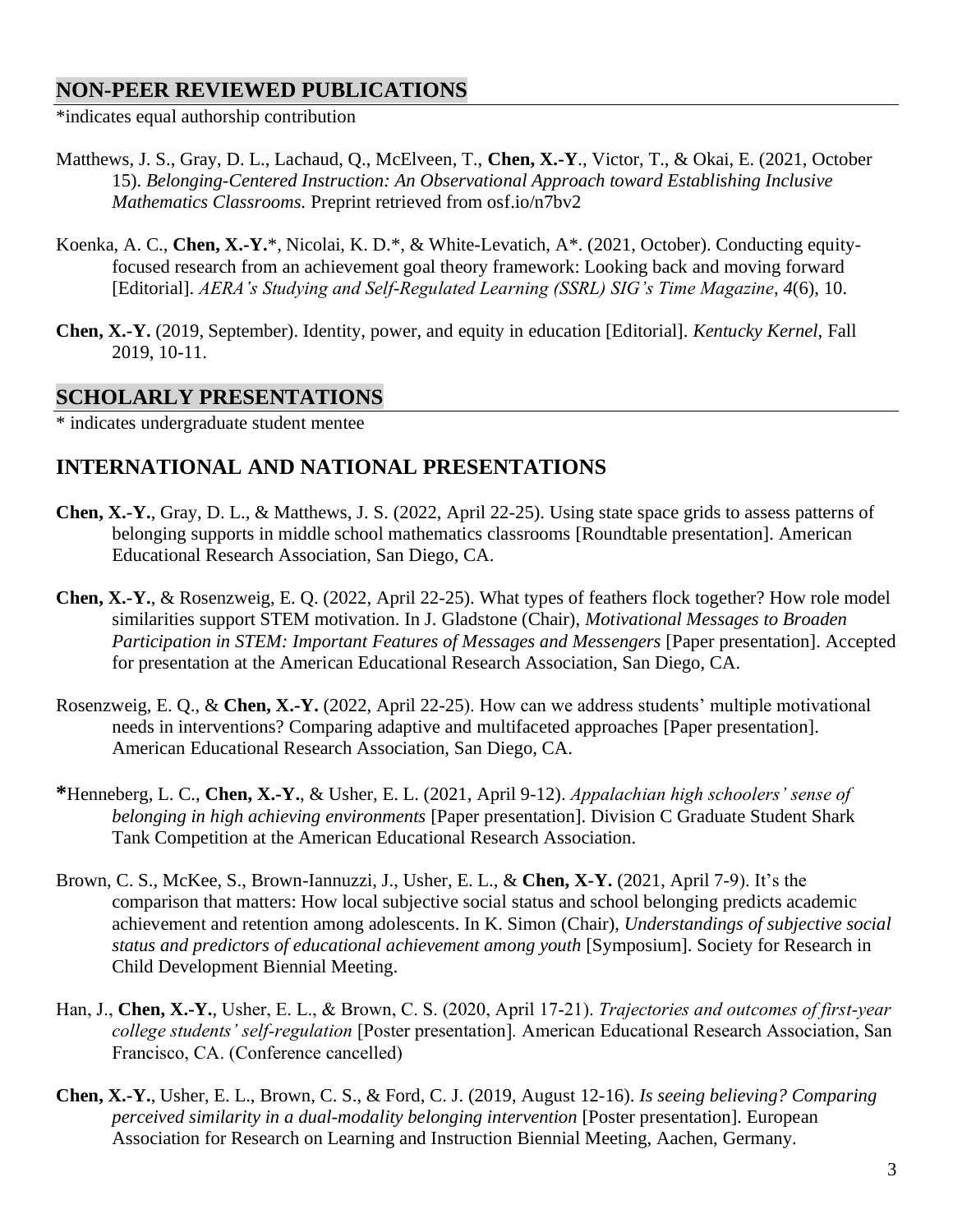## NON-PEER REVIEWED PUBLICATIONS

*indicates equal authorship contribution

Matthews, J. S., Gray, D. L., Lachaud, Q., McElveen, T., **Chen, X.-Y**., Victor, T., & Okai, E. (2021, October 15). *Belonging-Centered Instruction: An Observational Approach toward Establishing Inclusive Mathematics Classrooms.* Preprint retrieved from osf.io/n7bv2

Koenka, A. C., **Chen, X.-Y.***, Nicolai, K. D.*, & White-Levatich, A*. (2021, October). Conducting equity-focused research from an achievement goal theory framework: Looking back and moving forward [Editorial]. *AERA's Studying and Self-Regulated Learning (SSRL) SIG's Time Magazine*, *4*(6), 10.

**Chen, X.-Y.** (2019, September). Identity, power, and equity in education [Editorial]. *Kentucky Kernel*, Fall 2019, 10-11.

## SCHOLARLY PRESENTATIONS

* indicates undergraduate student mentee

### INTERNATIONAL AND NATIONAL PRESENTATIONS

**Chen, X.-Y.**, Gray, D. L., & Matthews, J. S. (2022, April 22-25). Using state space grids to assess patterns of belonging supports in middle school mathematics classrooms [Roundtable presentation]. American Educational Research Association, San Diego, CA.

**Chen, X.-Y.**, & Rosenzweig, E. Q. (2022, April 22-25). What types of feathers flock together? How role model similarities support STEM motivation. In J. Gladstone (Chair), *Motivational Messages to Broaden Participation in STEM: Important Features of Messages and Messengers* [Paper presentation]. Accepted for presentation at the American Educational Research Association, San Diego, CA.

Rosenzweig, E. Q., & **Chen, X.-Y.** (2022, April 22-25). How can we address students' multiple motivational needs in interventions? Comparing adaptive and multifaceted approaches [Paper presentation]. American Educational Research Association, San Diego, CA.

***Henneberg, L. C., **Chen, X.-Y.**, & Usher, E. L. (2021, April 9-12). *Appalachian high schoolers' sense of belonging in high achieving environments* [Paper presentation]. Division C Graduate Student Shark Tank Competition at the American Educational Research Association.

Brown, C. S., McKee, S., Brown-Iannuzzi, J., Usher, E. L., & **Chen, X-Y.** (2021, April 7-9). It's the comparison that matters: How local subjective social status and school belonging predicts academic achievement and retention among adolescents. In K. Simon (Chair), *Understandings of subjective social status and predictors of educational achievement among youth* [Symposium]. Society for Research in Child Development Biennial Meeting.

Han, J., **Chen, X.-Y.**, Usher, E. L., & Brown, C. S. (2020, April 17-21). *Trajectories and outcomes of first-year college students' self-regulation* [Poster presentation]. American Educational Research Association, San Francisco, CA. (Conference cancelled)

**Chen, X.-Y.**, Usher, E. L., Brown, C. S., & Ford, C. J. (2019, August 12-16). *Is seeing believing? Comparing perceived similarity in a dual-modality belonging intervention* [Poster presentation]. European Association for Research on Learning and Instruction Biennial Meeting, Aachen, Germany.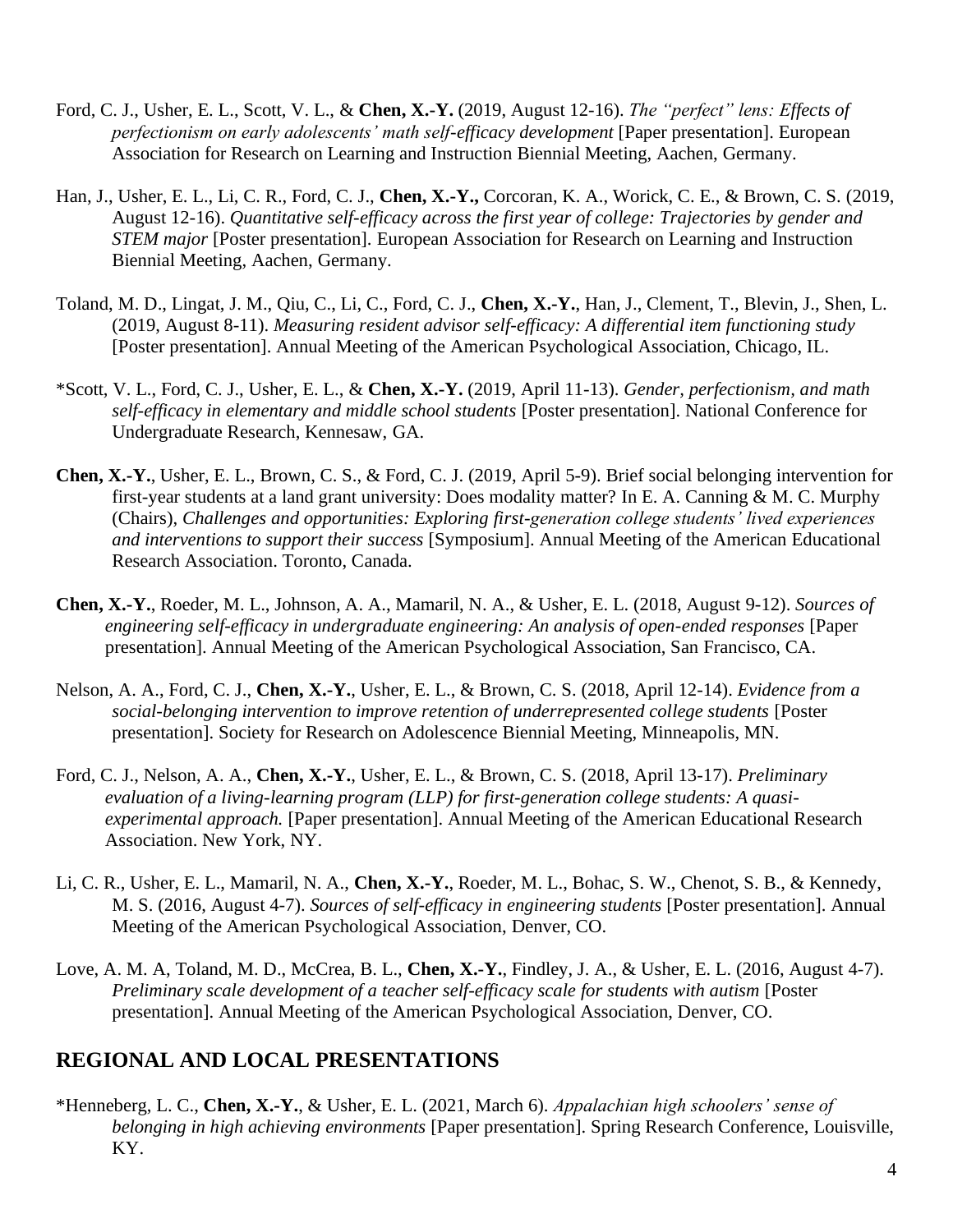Ford, C. J., Usher, E. L., Scott, V. L., & **Chen, X.-Y.** (2019, August 12-16). *The "perfect" lens: Effects of perfectionism on early adolescents' math self-efficacy development* [Paper presentation]. European Association for Research on Learning and Instruction Biennial Meeting, Aachen, Germany.

Han, J., Usher, E. L., Li, C. R., Ford, C. J., **Chen, X.-Y.,** Corcoran, K. A., Worick, C. E., & Brown, C. S. (2019, August 12-16). *Quantitative self-efficacy across the first year of college: Trajectories by gender and STEM major* [Poster presentation]. European Association for Research on Learning and Instruction Biennial Meeting, Aachen, Germany.

Toland, M. D., Lingat, J. M., Qiu, C., Li, C., Ford, C. J., **Chen, X.-Y.**, Han, J., Clement, T., Blevin, J., Shen, L. (2019, August 8-11). *Measuring resident advisor self-efficacy: A differential item functioning study* [Poster presentation]. Annual Meeting of the American Psychological Association, Chicago, IL.

*Scott, V. L., Ford, C. J., Usher, E. L., & **Chen, X.-Y.** (2019, April 11-13). *Gender, perfectionism, and math self-efficacy in elementary and middle school students* [Poster presentation]. National Conference for Undergraduate Research, Kennesaw, GA.

**Chen, X.-Y.**, Usher, E. L., Brown, C. S., & Ford, C. J. (2019, April 5-9). Brief social belonging intervention for first-year students at a land grant university: Does modality matter? In E. A. Canning & M. C. Murphy (Chairs), *Challenges and opportunities: Exploring first-generation college students' lived experiences and interventions to support their success* [Symposium]. Annual Meeting of the American Educational Research Association. Toronto, Canada.

**Chen, X.-Y.**, Roeder, M. L., Johnson, A. A., Mamaril, N. A., & Usher, E. L. (2018, August 9-12). *Sources of engineering self-efficacy in undergraduate engineering: An analysis of open-ended responses* [Paper presentation]. Annual Meeting of the American Psychological Association, San Francisco, CA.

Nelson, A. A., Ford, C. J., **Chen, X.-Y.**, Usher, E. L., & Brown, C. S. (2018, April 12-14). *Evidence from a social-belonging intervention to improve retention of underrepresented college students* [Poster presentation]. Society for Research on Adolescence Biennial Meeting, Minneapolis, MN.

Ford, C. J., Nelson, A. A., **Chen, X.-Y.**, Usher, E. L., & Brown, C. S. (2018, April 13-17). *Preliminary evaluation of a living-learning program (LLP) for first-generation college students: A quasi-experimental approach.* [Paper presentation]. Annual Meeting of the American Educational Research Association. New York, NY.

Li, C. R., Usher, E. L., Mamaril, N. A., **Chen, X.-Y.**, Roeder, M. L., Bohac, S. W., Chenot, S. B., & Kennedy, M. S. (2016, August 4-7). *Sources of self-efficacy in engineering students* [Poster presentation]. Annual Meeting of the American Psychological Association, Denver, CO.

Love, A. M. A, Toland, M. D., McCrea, B. L., **Chen, X.-Y.**, Findley, J. A., & Usher, E. L. (2016, August 4-7). *Preliminary scale development of a teacher self-efficacy scale for students with autism* [Poster presentation]. Annual Meeting of the American Psychological Association, Denver, CO.

## REGIONAL AND LOCAL PRESENTATIONS

*Henneberg, L. C., **Chen, X.-Y.**, & Usher, E. L. (2021, March 6). *Appalachian high schoolers' sense of belonging in high achieving environments* [Paper presentation]. Spring Research Conference, Louisville, KY.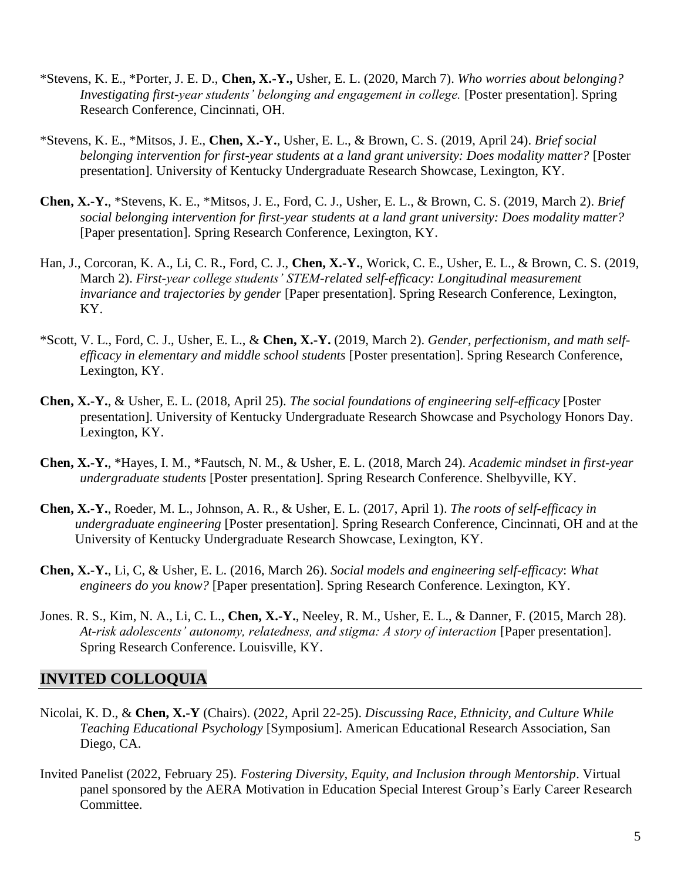*Stevens, K. E., *Porter, J. E. D., **Chen, X.-Y.,** Usher, E. L. (2020, March 7). *Who worries about belonging? Investigating first-year students' belonging and engagement in college.* [Poster presentation]. Spring Research Conference, Cincinnati, OH.

*Stevens, K. E., *Mitsos, J. E., **Chen, X.-Y.**, Usher, E. L., & Brown, C. S. (2019, April 24). *Brief social belonging intervention for first-year students at a land grant university: Does modality matter?* [Poster presentation]. University of Kentucky Undergraduate Research Showcase, Lexington, KY.

**Chen, X.-Y.**, *Stevens, K. E., *Mitsos, J. E., Ford, C. J., Usher, E. L., & Brown, C. S. (2019, March 2). *Brief social belonging intervention for first-year students at a land grant university: Does modality matter?* [Paper presentation]. Spring Research Conference, Lexington, KY.

Han, J., Corcoran, K. A., Li, C. R., Ford, C. J., **Chen, X.-Y.**, Worick, C. E., Usher, E. L., & Brown, C. S. (2019, March 2). *First-year college students' STEM-related self-efficacy: Longitudinal measurement invariance and trajectories by gender* [Paper presentation]. Spring Research Conference, Lexington, KY.

*Scott, V. L., Ford, C. J., Usher, E. L., & **Chen, X.-Y.** (2019, March 2). *Gender, perfectionism, and math self-efficacy in elementary and middle school students* [Poster presentation]. Spring Research Conference, Lexington, KY.

**Chen, X.-Y.**, & Usher, E. L. (2018, April 25). *The social foundations of engineering self-efficacy* [Poster presentation]. University of Kentucky Undergraduate Research Showcase and Psychology Honors Day. Lexington, KY.

**Chen, X.-Y.**, *Hayes, I. M., *Fautsch, N. M., & Usher, E. L. (2018, March 24). *Academic mindset in first-year undergraduate students* [Poster presentation]. Spring Research Conference. Shelbyville, KY.

**Chen, X.-Y.**, Roeder, M. L., Johnson, A. R., & Usher, E. L. (2017, April 1). *The roots of self-efficacy in undergraduate engineering* [Poster presentation]. Spring Research Conference, Cincinnati, OH and at the University of Kentucky Undergraduate Research Showcase, Lexington, KY.

**Chen, X.-Y.**, Li, C, & Usher, E. L. (2016, March 26). *Social models and engineering self-efficacy*: *What engineers do you know?* [Paper presentation]. Spring Research Conference. Lexington, KY.

Jones. R. S., Kim, N. A., Li, C. L., **Chen, X.-Y.**, Neeley, R. M., Usher, E. L., & Danner, F. (2015, March 28). *At-risk adolescents' autonomy, relatedness, and stigma: A story of interaction* [Paper presentation]. Spring Research Conference. Louisville, KY.

## INVITED COLLOQUIA

Nicolai, K. D., & **Chen, X.-Y** (Chairs). (2022, April 22-25). *Discussing Race, Ethnicity, and Culture While Teaching Educational Psychology* [Symposium]. American Educational Research Association, San Diego, CA.

Invited Panelist (2022, February 25). *Fostering Diversity, Equity, and Inclusion through Mentorship*. Virtual panel sponsored by the AERA Motivation in Education Special Interest Group's Early Career Research Committee.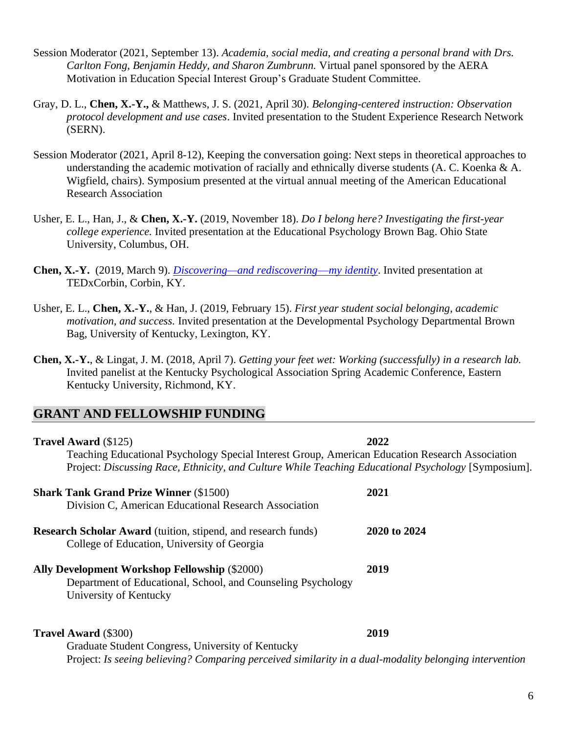Session Moderator (2021, September 13). *Academia, social media, and creating a personal brand with Drs. Carlton Fong, Benjamin Heddy, and Sharon Zumbrunn.* Virtual panel sponsored by the AERA Motivation in Education Special Interest Group's Graduate Student Committee.

Gray, D. L., **Chen, X.-Y.,** & Matthews, J. S. (2021, April 30). *Belonging-centered instruction: Observation protocol development and use cases*. Invited presentation to the Student Experience Research Network (SERN).

Session Moderator (2021, April 8-12), Keeping the conversation going: Next steps in theoretical approaches to understanding the academic motivation of racially and ethnically diverse students (A. C. Koenka & A. Wigfield, chairs). Symposium presented at the virtual annual meeting of the American Educational Research Association

Usher, E. L., Han, J., & **Chen, X.-Y.** (2019, November 18). *Do I belong here? Investigating the first-year college experience.* Invited presentation at the Educational Psychology Brown Bag. Ohio State University, Columbus, OH.

**Chen, X.-Y.** (2019, March 9). *Discovering—and rediscovering—my identity*. Invited presentation at TEDxCorbin, Corbin, KY.

Usher, E. L., **Chen, X.-Y.**, & Han, J. (2019, February 15). *First year student social belonging, academic motivation, and success.* Invited presentation at the Developmental Psychology Departmental Brown Bag, University of Kentucky, Lexington, KY.

**Chen, X.-Y.**, & Lingat, J. M. (2018, April 7). *Getting your feet wet: Working (successfully) in a research lab.* Invited panelist at the Kentucky Psychological Association Spring Academic Conference, Eastern Kentucky University, Richmond, KY.

## GRANT AND FELLOWSHIP FUNDING

**Travel Award** ($125) **2022**
Teaching Educational Psychology Special Interest Group, American Education Research Association
Project: *Discussing Race, Ethnicity, and Culture While Teaching Educational Psychology* [Symposium].

**Shark Tank Grand Prize Winner** ($1500) **2021**
Division C, American Educational Research Association

**Research Scholar Award** (tuition, stipend, and research funds) **2020 to 2024**
College of Education, University of Georgia

**Ally Development Workshop Fellowship** ($2000) **2019**
Department of Educational, School, and Counseling Psychology
University of Kentucky

**Travel Award** ($300) **2019**
Graduate Student Congress, University of Kentucky
Project: *Is seeing believing? Comparing perceived similarity in a dual-modality belonging intervention*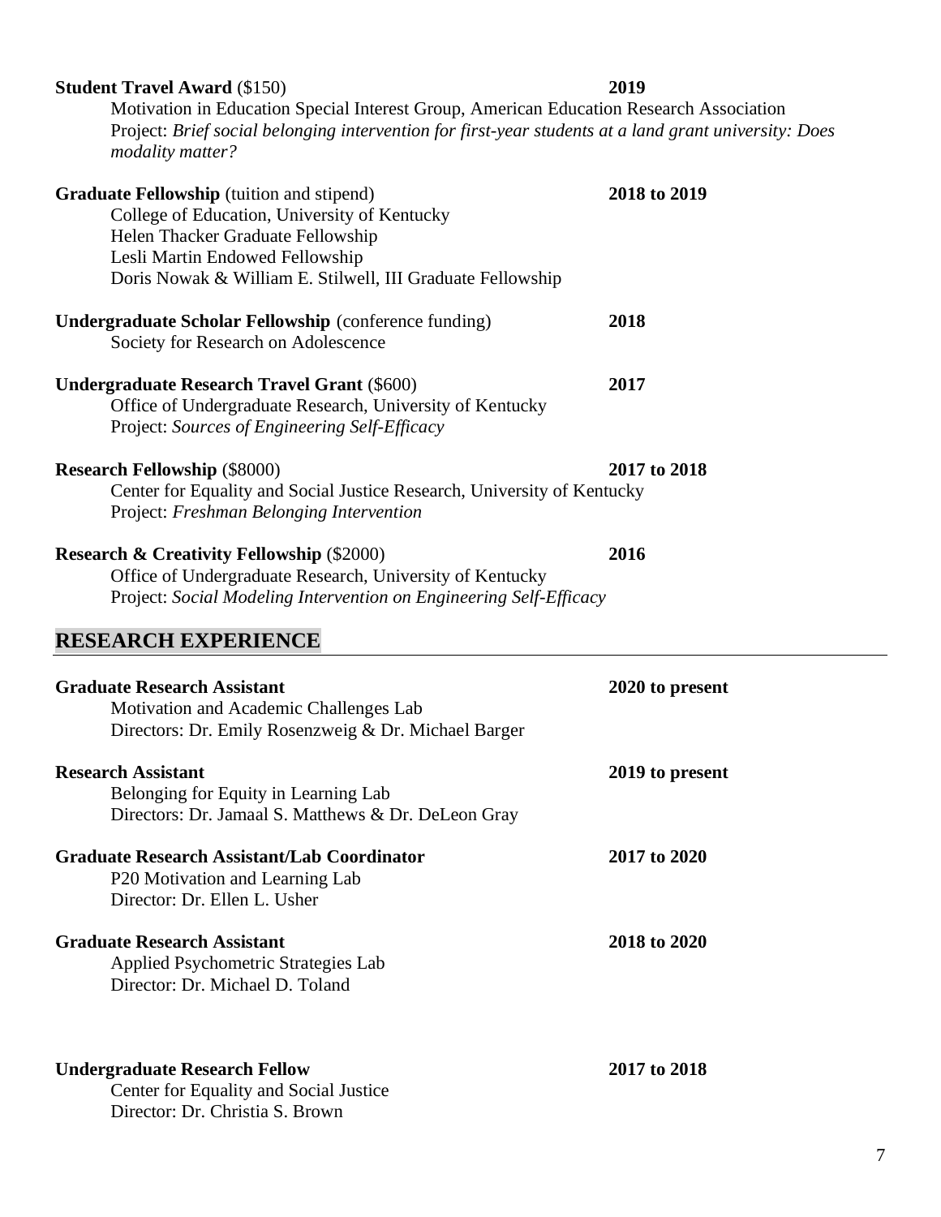**Student Travel Award** ($150) **2019**

Motivation in Education Special Interest Group, American Education Research Association
Project: *Brief social belonging intervention for first-year students at a land grant university: Does modality matter?*

**Graduate Fellowship** (tuition and stipend) **2018 to 2019**

College of Education, University of Kentucky
Helen Thacker Graduate Fellowship
Lesli Martin Endowed Fellowship
Doris Nowak & William E. Stilwell, III Graduate Fellowship

**Undergraduate Scholar Fellowship** (conference funding) **2018**

Society for Research on Adolescence

**Undergraduate Research Travel Grant** ($600) **2017**

Office of Undergraduate Research, University of Kentucky
Project: *Sources of Engineering Self-Efficacy*

**Research Fellowship** ($8000) **2017 to 2018**

Center for Equality and Social Justice Research, University of Kentucky
Project: *Freshman Belonging Intervention*

**Research & Creativity Fellowship** ($2000) **2016**

Office of Undergraduate Research, University of Kentucky
Project: *Social Modeling Intervention on Engineering Self-Efficacy*

## RESEARCH EXPERIENCE

**Graduate Research Assistant** **2020 to present**

Motivation and Academic Challenges Lab
Directors: Dr. Emily Rosenzweig & Dr. Michael Barger

**Research Assistant** **2019 to present**

Belonging for Equity in Learning Lab
Directors: Dr. Jamaal S. Matthews & Dr. DeLeon Gray

**Graduate Research Assistant/Lab Coordinator** **2017 to 2020**

P20 Motivation and Learning Lab
Director: Dr. Ellen L. Usher

**Graduate Research Assistant** **2018 to 2020**

Applied Psychometric Strategies Lab
Director: Dr. Michael D. Toland

**Undergraduate Research Fellow** **2017 to 2018**

Center for Equality and Social Justice
Director: Dr. Christia S. Brown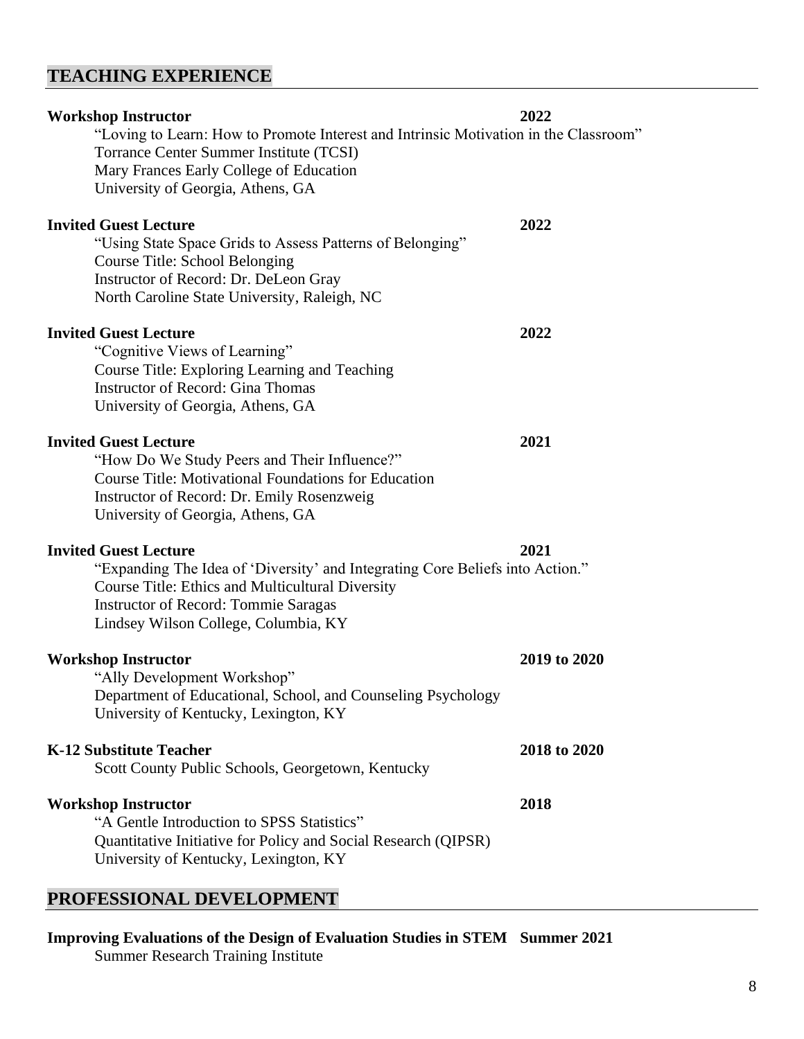## TEACHING EXPERIENCE

**Workshop Instructor** **2022**
"Loving to Learn: How to Promote Interest and Intrinsic Motivation in the Classroom"
Torrance Center Summer Institute (TCSI)
Mary Frances Early College of Education
University of Georgia, Athens, GA

**Invited Guest Lecture** **2022**
"Using State Space Grids to Assess Patterns of Belonging"
Course Title: School Belonging
Instructor of Record: Dr. DeLeon Gray
North Caroline State University, Raleigh, NC

**Invited Guest Lecture** **2022**
"Cognitive Views of Learning"
Course Title: Exploring Learning and Teaching
Instructor of Record: Gina Thomas
University of Georgia, Athens, GA

**Invited Guest Lecture** **2021**
"How Do We Study Peers and Their Influence?"
Course Title: Motivational Foundations for Education
Instructor of Record: Dr. Emily Rosenzweig
University of Georgia, Athens, GA

**Invited Guest Lecture** **2021**
"Expanding The Idea of 'Diversity' and Integrating Core Beliefs into Action."
Course Title: Ethics and Multicultural Diversity
Instructor of Record: Tommie Saragas
Lindsey Wilson College, Columbia, KY

**Workshop Instructor** **2019 to 2020**
"Ally Development Workshop"
Department of Educational, School, and Counseling Psychology
University of Kentucky, Lexington, KY

**K-12 Substitute Teacher** **2018 to 2020**
Scott County Public Schools, Georgetown, Kentucky

**Workshop Instructor** **2018**
"A Gentle Introduction to SPSS Statistics"
Quantitative Initiative for Policy and Social Research (QIPSR)
University of Kentucky, Lexington, KY

## PROFESSIONAL DEVELOPMENT

**Improving Evaluations of the Design of Evaluation Studies in STEM** **Summer 2021**
Summer Research Training Institute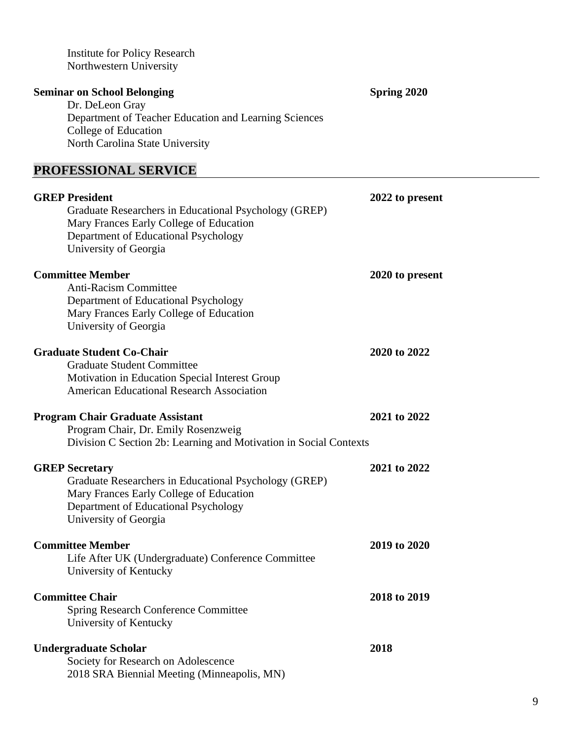Institute for Policy Research
Northwestern University

**Seminar on School Belonging** **Spring 2020**
Dr. DeLeon Gray
Department of Teacher Education and Learning Sciences
College of Education
North Carolina State University

## PROFESSIONAL SERVICE

**GREP President** **2022 to present**
Graduate Researchers in Educational Psychology (GREP)
Mary Frances Early College of Education
Department of Educational Psychology
University of Georgia

**Committee Member** **2020 to present**
Anti-Racism Committee
Department of Educational Psychology
Mary Frances Early College of Education
University of Georgia

**Graduate Student Co-Chair** **2020 to 2022**
Graduate Student Committee
Motivation in Education Special Interest Group
American Educational Research Association

**Program Chair Graduate Assistant** **2021 to 2022**
Program Chair, Dr. Emily Rosenzweig
Division C Section 2b: Learning and Motivation in Social Contexts

**GREP Secretary** **2021 to 2022**
Graduate Researchers in Educational Psychology (GREP)
Mary Frances Early College of Education
Department of Educational Psychology
University of Georgia

**Committee Member** **2019 to 2020**
Life After UK (Undergraduate) Conference Committee
University of Kentucky

**Committee Chair** **2018 to 2019**
Spring Research Conference Committee
University of Kentucky

**Undergraduate Scholar** **2018**
Society for Research on Adolescence
2018 SRA Biennial Meeting (Minneapolis, MN)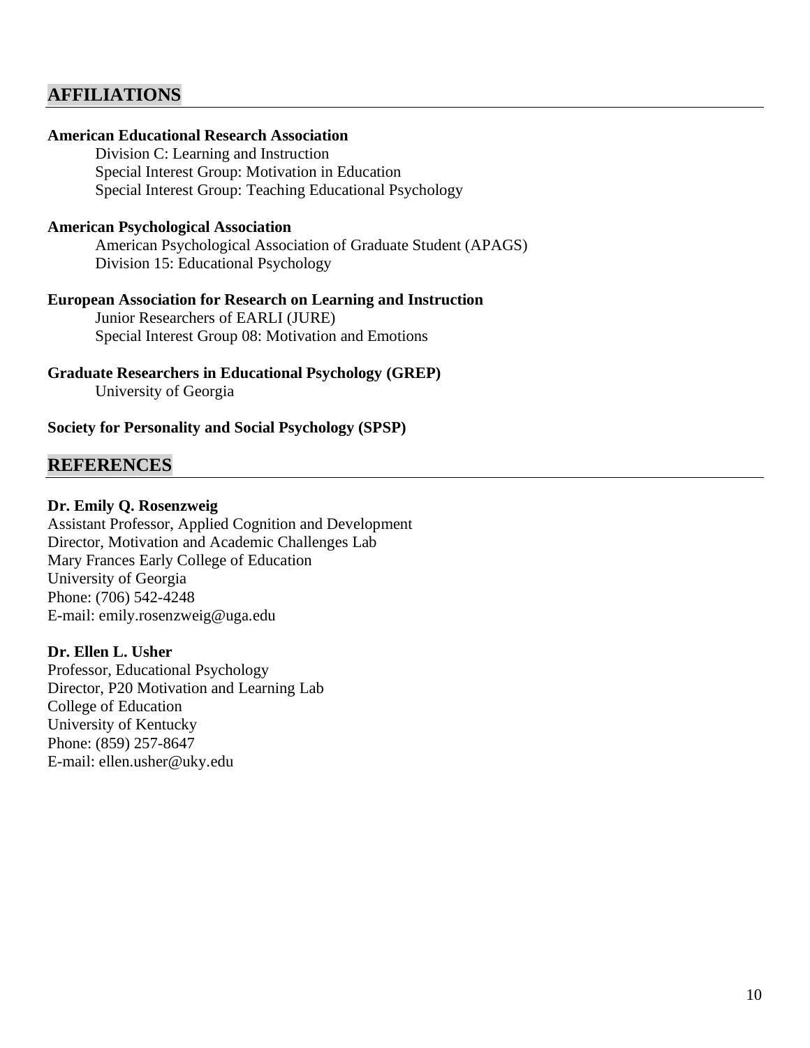## AFFILIATIONS

**American Educational Research Association**

Division C: Learning and Instruction
Special Interest Group: Motivation in Education
Special Interest Group: Teaching Educational Psychology

**American Psychological Association**

American Psychological Association of Graduate Student (APAGS)
Division 15: Educational Psychology

**European Association for Research on Learning and Instruction**

Junior Researchers of EARLI (JURE)
Special Interest Group 08: Motivation and Emotions

**Graduate Researchers in Educational Psychology (GREP)**

University of Georgia

**Society for Personality and Social Psychology (SPSP)**

## REFERENCES

**Dr. Emily Q. Rosenzweig**
Assistant Professor, Applied Cognition and Development
Director, Motivation and Academic Challenges Lab
Mary Frances Early College of Education
University of Georgia
Phone: (706) 542-4248
E-mail: emily.rosenzweig@uga.edu

**Dr. Ellen L. Usher**
Professor, Educational Psychology
Director, P20 Motivation and Learning Lab
College of Education
University of Kentucky
Phone: (859) 257-8647
E-mail: ellen.usher@uky.edu